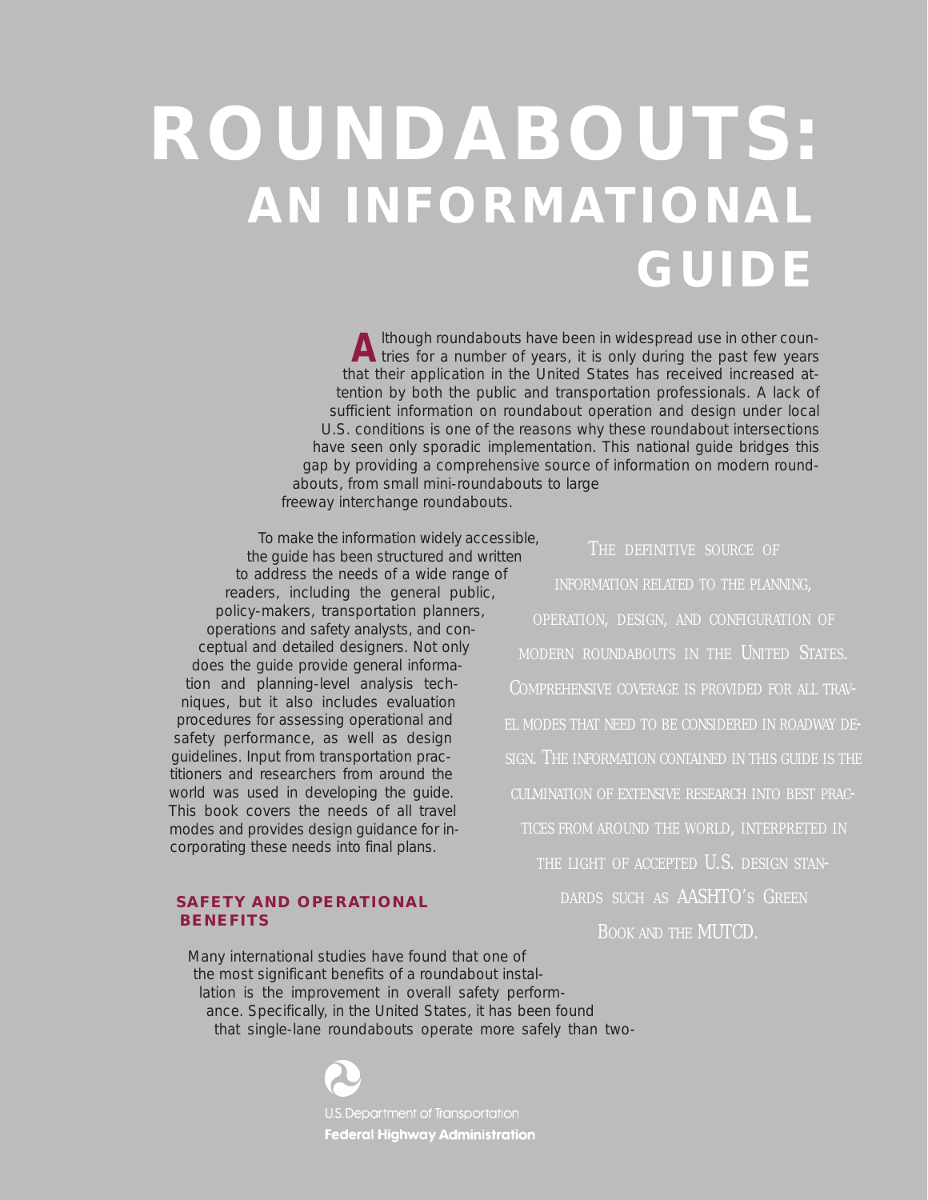# ROUNDABOUTS: AN INFORMATIONAL GUIDE

Although roundabouts have been in widespread use in other countries for a number of years, it is only during the past few years that their application in the United States has received increased attention by both the public and transportation professionals. A lack of sufficient information on roundabout operation and design under local U.S. conditions is one of the reasons why these roundabout intersections have seen only sporadic implementation. This national guide bridges this gap by providing a comprehensive source of information on modern roundabouts, from small mini-roundabouts to large freeway interchange roundabouts.

To make the information widely accessible, the guide has been structured and written to address the needs of a wide range of readers, including the general public, policy-makers, transportation planners, operations and safety analysts, and conceptual and detailed designers. Not only does the guide provide general information and planning-level analysis techniques, but it also includes evaluation procedures for assessing operational and safety performance, as well as design guidelines. Input from transportation practitioners and researchers from around the world was used in developing the guide. This book covers the needs of all travel modes and provides design guidance for incorporating these needs into final plans.

The definitive source of information related to the planning, operation, design, and configuration of modern roundabouts in the United States. Comprehensive coverage is provided for all travel modes that need to be considered in roadway design. The information contained in this guide is the culmination of extensive research into best practices from around the world, interpreted in the light of accepted U.S. design standards such as AASHTO's Green Book and the MUTCD.

## SAFETY AND OPERATIONAL BENEFITS

Many international studies have found that one of the most significant benefits of a roundabout installation is the improvement in overall safety performance. Specifically, in the United States, it has been found that single-lane roundabouts operate more safely than two-

U.S. Department of Transportation
**Federal Highway Administration**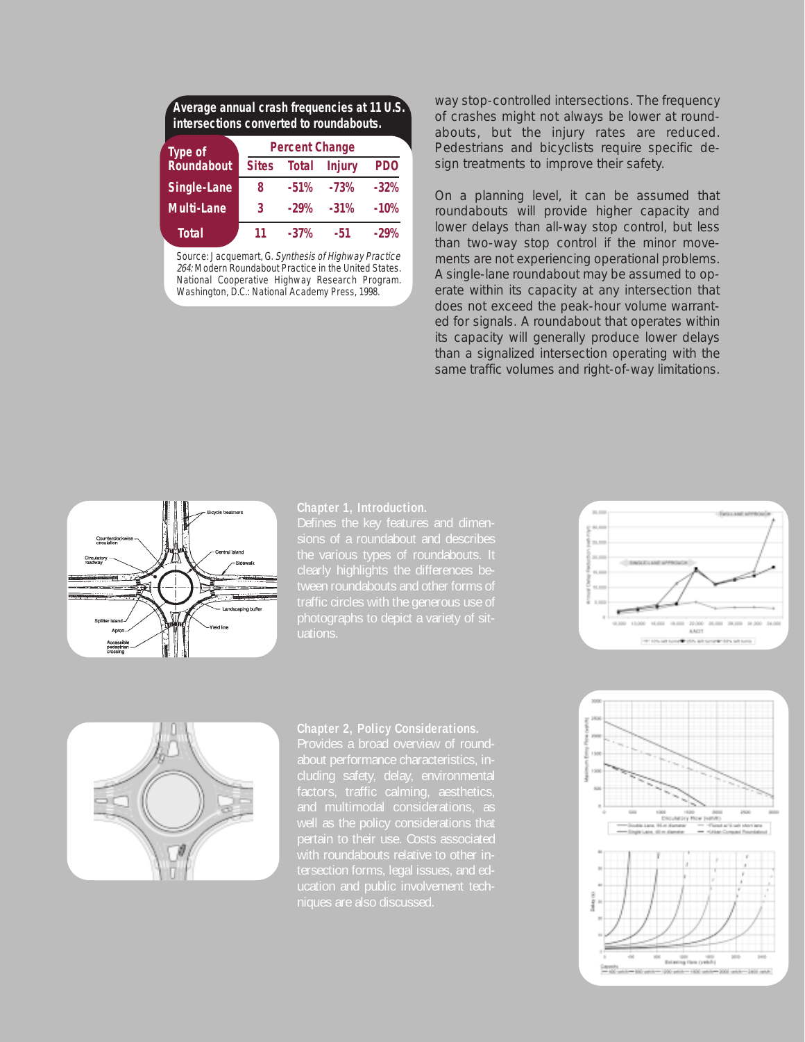**Average annual crash frequencies at 11 U.S. intersections converted to roundabouts.**

| Type of Roundabout | Percent Change | | | |
|---|---|---|---|---|
| | Sites | Total | Injury | PDO |
| Single-Lane | 8 | -51% | -73% | -32% |
| Multi-Lane | 3 | -29% | -31% | -10% |
| Total | 11 | -37% | -51 | -29% |

Source: Jacquemart, G. *Synthesis of Highway Practice 264:* Modern Roundabout Practice in the United States. National Cooperative Highway Research Program. Washington, D.C.: National Academy Press, 1998.

way stop-controlled intersections. The frequency of crashes might not always be lower at roundabouts, but the injury rates are reduced. Pedestrians and bicyclists require specific design treatments to improve their safety.

On a planning level, it can be assumed that roundabouts will provide higher capacity and lower delays than all-way stop control, but less than two-way stop control if the minor movements are not experiencing operational problems. A single-lane roundabout may be assumed to operate within its capacity at any intersection that does not exceed the peak-hour volume warranted for signals. A roundabout that operates within its capacity will generally produce lower delays than a signalized intersection operating with the same traffic volumes and right-of-way limitations.

**Chapter 1, Introduction.** Defines the key features and dimensions of a roundabout and describes the various types of roundabouts. It clearly highlights the differences between roundabouts and other forms of traffic circles with the generous use of photographs to depict a variety of situations.

**Chapter 2, Policy Considerations.** Provides a broad overview of roundabout performance characteristics, including safety, delay, environmental factors, traffic calming, aesthetics, and multimodal considerations, as well as the policy considerations that pertain to their use. Costs associated with roundabouts relative to other intersection forms, legal issues, and education and public involvement techniques are also discussed.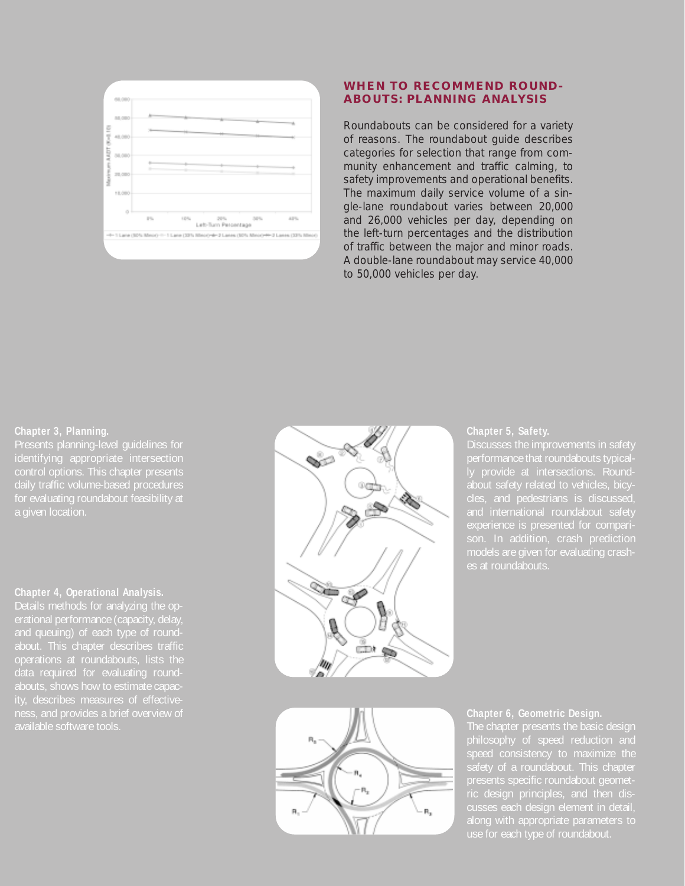## WHEN TO RECOMMEND ROUNDABOUTS: PLANNING ANALYSIS

Roundabouts can be considered for a variety of reasons. The roundabout guide describes categories for selection that range from community enhancement and traffic calming, to safety improvements and operational benefits. The maximum daily service volume of a single-lane roundabout varies between 20,000 and 26,000 vehicles per day, depending on the left-turn percentages and the distribution of traffic between the major and minor roads. A double-lane roundabout may service 40,000 to 50,000 vehicles per day.

**Chapter 3, Planning.**
Presents planning-level guidelines for identifying appropriate intersection control options. This chapter presents daily traffic volume-based procedures for evaluating roundabout feasibility at a given location.

**Chapter 4, Operational Analysis.**
Details methods for analyzing the operational performance (capacity, delay, and queuing) of each type of roundabout. This chapter describes traffic operations at roundabouts, lists the data required for evaluating roundabouts, shows how to estimate capacity, describes measures of effectiveness, and provides a brief overview of available software tools.

**Chapter 5, Safety.**
Discusses the improvements in safety performance that roundabouts typically provide at intersections. Roundabout safety related to vehicles, bicycles, and pedestrians is discussed, and international roundabout safety experience is presented for comparison. In addition, crash prediction models are given for evaluating crashes at roundabouts.

**Chapter 6, Geometric Design.**
The chapter presents the basic design philosophy of speed reduction and speed consistency to maximize the safety of a roundabout. This chapter presents specific roundabout geometric design principles, and then discusses each design element in detail, along with appropriate parameters to use for each type of roundabout.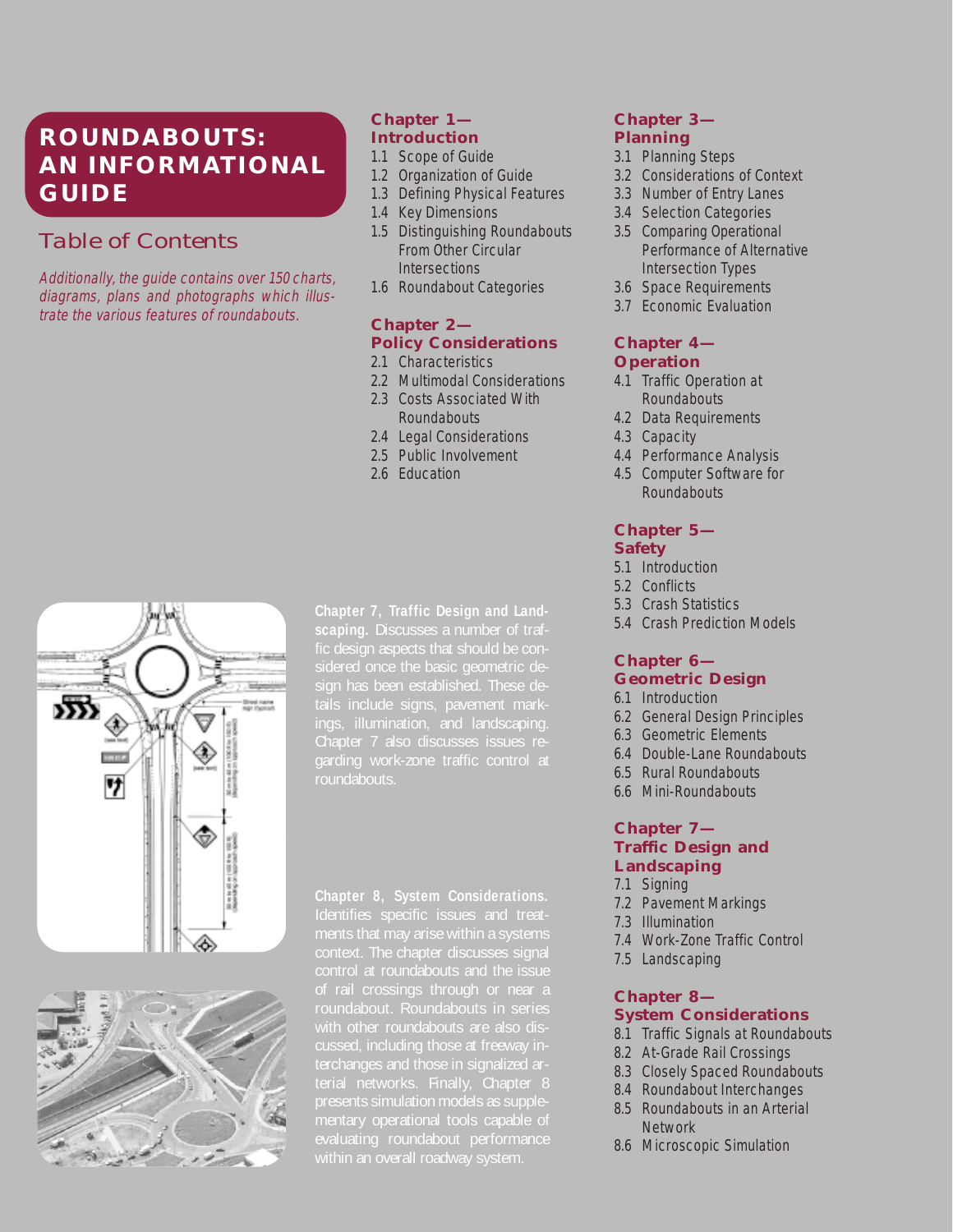# ROUNDABOUTS: AN INFORMATIONAL GUIDE

## Table of Contents

*Additionally, the guide contains over 150 charts, diagrams, plans and photographs which illustrate the various features of roundabouts.*

### Chapter 1— Introduction

- 1.1 Scope of Guide
- 1.2 Organization of Guide
- 1.3 Defining Physical Features
- 1.4 Key Dimensions
- 1.5 Distinguishing Roundabouts From Other Circular Intersections
- 1.6 Roundabout Categories

### Chapter 2— Policy Considerations

- 2.1 Characteristics
- 2.2 Multimodal Considerations
- 2.3 Costs Associated With Roundabouts
- 2.4 Legal Considerations
- 2.5 Public Involvement
- 2.6 Education

**Chapter 7, Traffic Design and Landscaping.** Discusses a number of traffic design aspects that should be considered once the basic geometric design has been established. These details include signs, pavement markings, illumination, and landscaping. Chapter 7 also discusses issues regarding work-zone traffic control at roundabouts.

**Chapter 8, System Considerations.** Identifies specific issues and treatments that may arise within a systems context. The chapter discusses signal control at roundabouts and the issue of rail crossings through or near a roundabout. Roundabouts in series with other roundabouts are also discussed, including those at freeway interchanges and those in signalized arterial networks. Finally, Chapter 8 presents simulation models as supplementary operational tools capable of evaluating roundabout performance within an overall roadway system.

### Chapter 3— Planning

- 3.1 Planning Steps
- 3.2 Considerations of Context
- 3.3 Number of Entry Lanes
- 3.4 Selection Categories
- 3.5 Comparing Operational Performance of Alternative Intersection Types
- 3.6 Space Requirements
- 3.7 Economic Evaluation

### Chapter 4— Operation

- 4.1 Traffic Operation at Roundabouts
- 4.2 Data Requirements
- 4.3 Capacity
- 4.4 Performance Analysis
- 4.5 Computer Software for Roundabouts

### Chapter 5— Safety

- 5.1 Introduction
- 5.2 Conflicts
- 5.3 Crash Statistics
- 5.4 Crash Prediction Models

### Chapter 6— Geometric Design

- 6.1 Introduction
- 6.2 General Design Principles
- 6.3 Geometric Elements
- 6.4 Double-Lane Roundabouts
- 6.5 Rural Roundabouts
- 6.6 Mini-Roundabouts

### Chapter 7— Traffic Design and Landscaping

- 7.1 Signing
- 7.2 Pavement Markings
- 7.3 Illumination
- 7.4 Work-Zone Traffic Control
- 7.5 Landscaping

### Chapter 8— System Considerations

- 8.1 Traffic Signals at Roundabouts
- 8.2 At-Grade Rail Crossings
- 8.3 Closely Spaced Roundabouts
- 8.4 Roundabout Interchanges
- 8.5 Roundabouts in an Arterial Network
- 8.6 Microscopic Simulation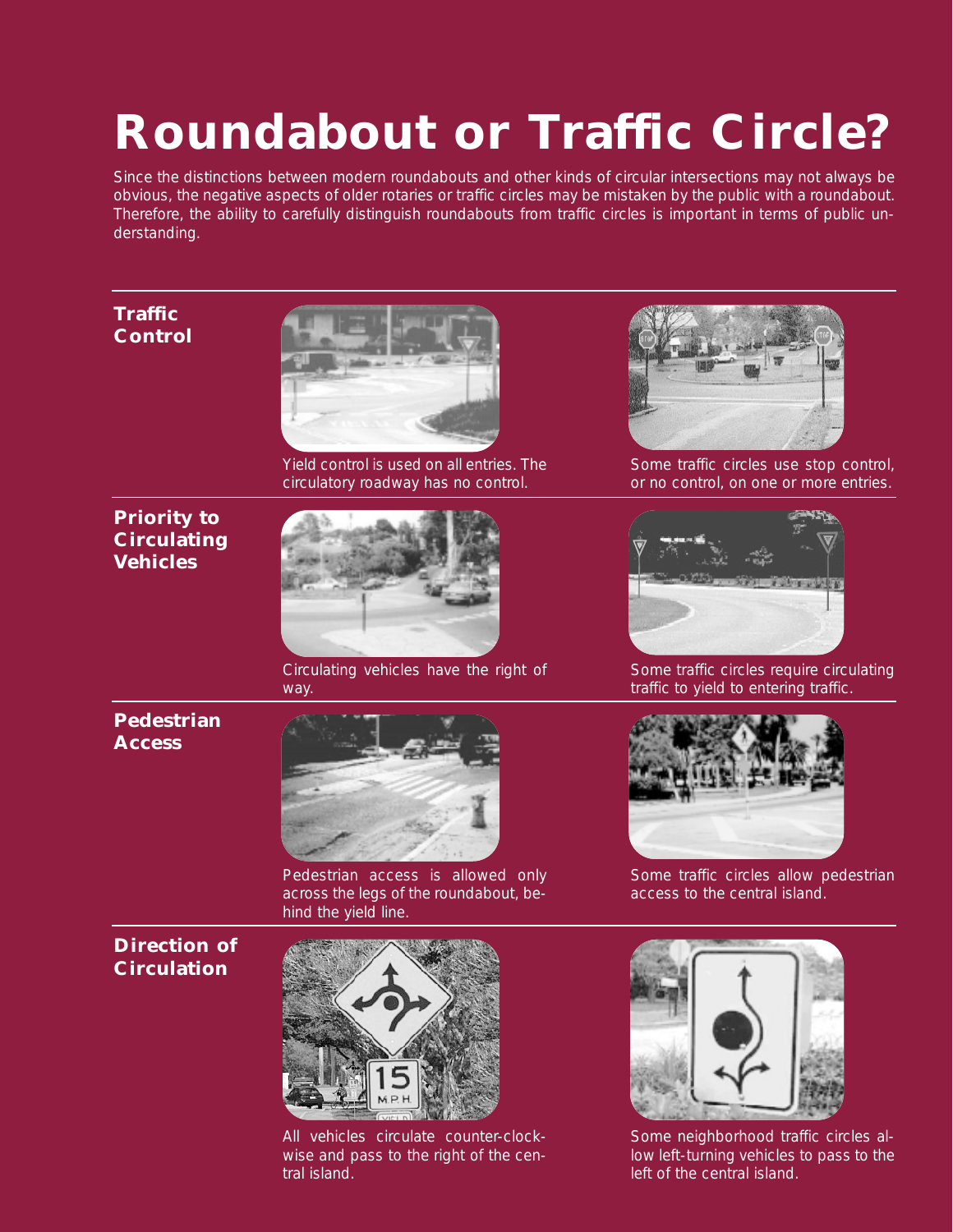# Roundabout or Traffic Circle?

Since the distinctions between modern roundabouts and other kinds of circular intersections may not always be obvious, the negative aspects of older rotaries or traffic circles may be mistaken by the public with a roundabout. Therefore, the ability to carefully distinguish roundabouts from traffic circles is important in terms of public understanding.

## Traffic Control

Yield control is used on all entries. The circulatory roadway has no control.

Some traffic circles use stop control, or no control, on one or more entries.

## Priority to Circulating Vehicles

Circulating vehicles have the right of way.

Some traffic circles require circulating traffic to yield to entering traffic.

## Pedestrian Access

Pedestrian access is allowed only across the legs of the roundabout, behind the yield line.

Some traffic circles allow pedestrian access to the central island.

## Direction of Circulation

All vehicles circulate counter-clockwise and pass to the right of the central island.

Some neighborhood traffic circles allow left-turning vehicles to pass to the left of the central island.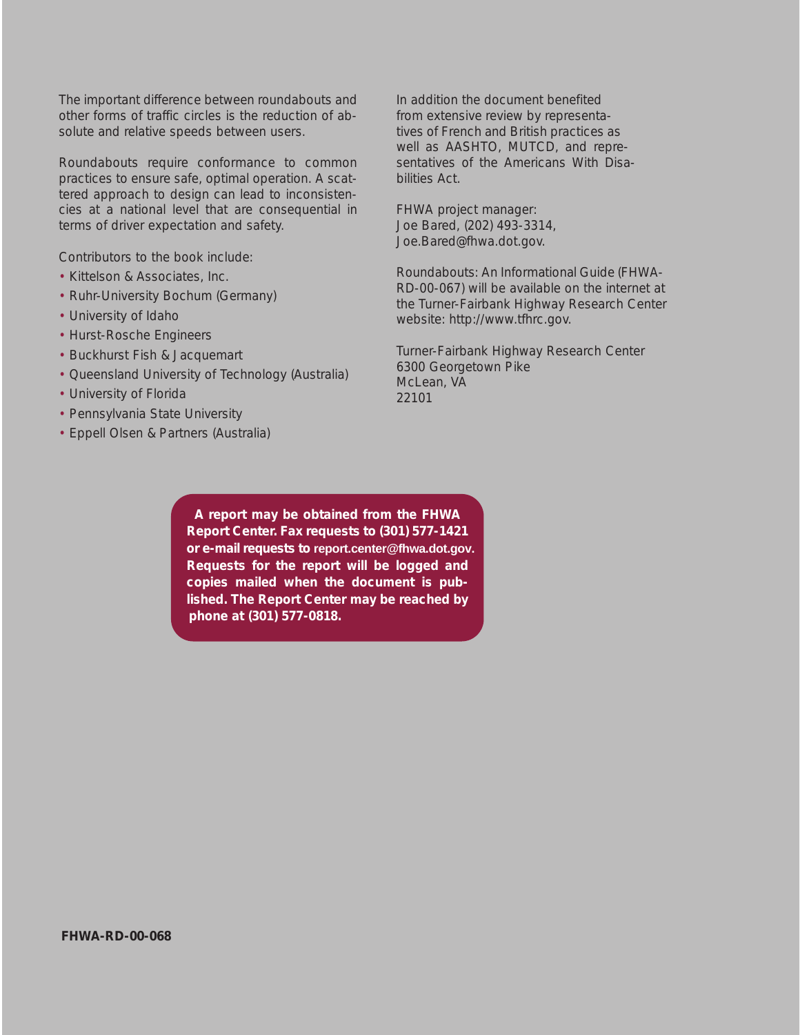The important difference between roundabouts and other forms of traffic circles is the reduction of absolute and relative speeds between users.

Roundabouts require conformance to common practices to ensure safe, optimal operation. A scattered approach to design can lead to inconsistencies at a national level that are consequential in terms of driver expectation and safety.

Contributors to the book include:

- Kittelson & Associates, Inc.
- Ruhr-University Bochum (Germany)
- University of Idaho
- Hurst-Rosche Engineers
- Buckhurst Fish & Jacquemart
- Queensland University of Technology (Australia)
- University of Florida
- Pennsylvania State University
- Eppell Olsen & Partners (Australia)

In addition the document benefited from extensive review by representatives of French and British practices as well as AASHTO, MUTCD, and representatives of the Americans With Disabilities Act.

FHWA project manager:
Joe Bared, (202) 493-3314,
Joe.Bared@fhwa.dot.gov.

Roundabouts: An Informational Guide (FHWA-RD-00-067) will be available on the internet at the Turner-Fairbank Highway Research Center website: http://www.tfhrc.gov.

Turner-Fairbank Highway Research Center
6300 Georgetown Pike
McLean, VA
22101

**A report may be obtained from the FHWA Report Center. Fax requests to (301) 577-1421 or e-mail requests to report.center@fhwa.dot.gov. Requests for the report will be logged and copies mailed when the document is published. The Report Center may be reached by phone at (301) 577-0818.**

**FHWA-RD-00-068**